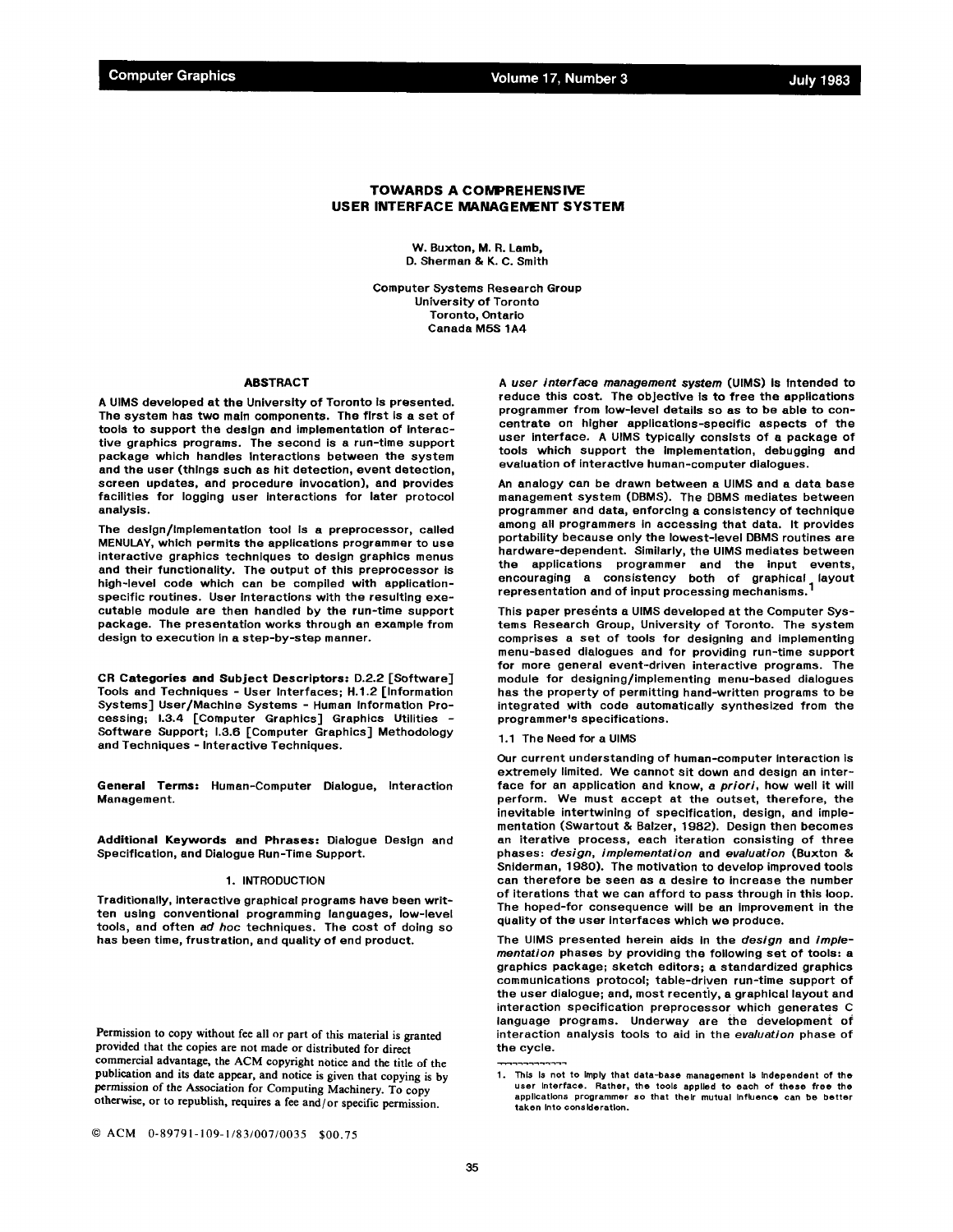# TOWARDS A COMPREHENSIVE USER INTERFACE MANAGEMENT SYSTEM

W. Buxton, M. R. Lamb,
D. Sherman & K. C. Smith

Computer Systems Research Group
University of Toronto
Toronto, Ontario
Canada M5S 1A4

## ABSTRACT

A UIMS developed at the University of Toronto is presented. The system has two main components. The first is a set of tools to support the design and implementation of interactive graphics programs. The second is a run-time support package which handles interactions between the system and the user (things such as hit detection, event detection, screen updates, and procedure invocation), and provides facilities for logging user interactions for later protocol analysis.

The design/implementation tool is a preprocessor, called MENULAY, which permits the applications programmer to use interactive graphics techniques to design graphics menus and their functionality. The output of this preprocessor is high-level code which can be compiled with application-specific routines. User interactions with the resulting executable module are then handled by the run-time support package. The presentation works through an example from design to execution in a step-by-step manner.

**CR Categories and Subject Descriptors:** D.2.2 [Software] Tools and Techniques - User Interfaces; H.1.2 [Information Systems] User/Machine Systems - Human Information Processing; I.3.4 [Computer Graphics] Graphics Utilities - Software Support; I.3.6 [Computer Graphics] Methodology and Techniques - Interactive Techniques.

**General Terms:** Human-Computer Dialogue, Interaction Management.

**Additional Keywords and Phrases:** Dialogue Design and Specification, and Dialogue Run-Time Support.

## 1. INTRODUCTION

Traditionally, interactive graphical programs have been written using conventional programming languages, low-level tools, and often *ad hoc* techniques. The cost of doing so has been time, frustration, and quality of end product.

A *user interface management system* (UIMS) is intended to reduce this cost. The objective is to free the applications programmer from low-level details so as to be able to concentrate on higher applications-specific aspects of the user interface. A UIMS typically consists of a package of tools which support the implementation, debugging and evaluation of interactive human-computer dialogues.

An analogy can be drawn between a UIMS and a data base management system (DBMS). The DBMS mediates between programmer and data, enforcing a consistency of technique among all programmers in accessing that data. It provides portability because only the lowest-level DBMS routines are hardware-dependent. Similarly, the UIMS mediates between the applications programmer and the input events, encouraging a consistency both of graphical layout representation and of input processing mechanisms.[1]

This paper presents a UIMS developed at the Computer Systems Research Group, University of Toronto. The system comprises a set of tools for designing and implementing menu-based dialogues and for providing run-time support for more general event-driven interactive programs. The module for designing/implementing menu-based dialogues has the property of permitting hand-written programs to be integrated with code automatically synthesized from the programmer's specifications.

### 1.1 The Need for a UIMS

Our current understanding of human-computer interaction is extremely limited. We cannot sit down and design an interface for an application and know, *a priori*, how well it will perform. We must accept at the outset, therefore, the inevitable intertwining of specification, design, and implementation (Swartout & Balzer, 1982). Design then becomes an iterative process, each iteration consisting of three phases: *design*, *implementation* and *evaluation* (Buxton & Sniderman, 1980). The motivation to develop improved tools can therefore be seen as a desire to increase the number of iterations that we can afford to pass through in this loop. The hoped-for consequence will be an improvement in the quality of the user interfaces which we produce.

The UIMS presented herein aids in the *design* and *implementation* phases by providing the following set of tools: a graphics package; sketch editors; a standardized graphics communications protocol; table-driven run-time support of the user dialogue; and, most recently, a graphical layout and interaction specification preprocessor which generates C language programs. Underway are the development of interaction analysis tools to aid in the *evaluation* phase of the cycle.

1. This is not to imply that data-base management is independent of the user interface. Rather, the tools applied to each of these free the applications programmer so that their mutual influence can be better taken into consideration.

Permission to copy without fee all or part of this material is granted provided that the copies are not made or distributed for direct commercial advantage, the ACM copyright notice and the title of the publication and its date appear, and notice is given that copying is by permission of the Association for Computing Machinery. To copy otherwise, or to republish, requires a fee and/or specific permission.

© ACM 0-89791-109-1/83/007/0035 $00.75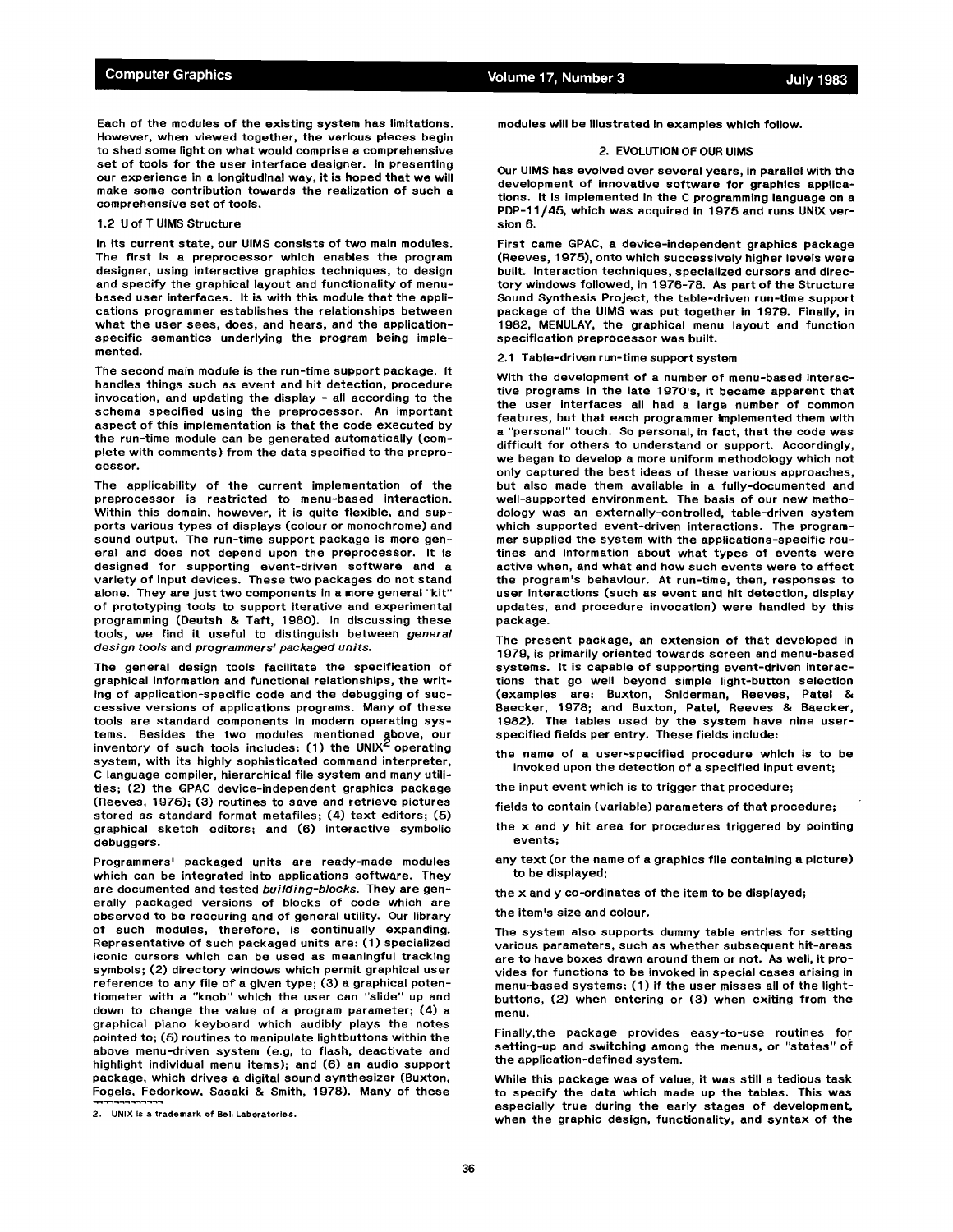Each of the modules of the existing system has limitations. However, when viewed together, the various pieces begin to shed some light on what would comprise a comprehensive set of tools for the user interface designer. In presenting our experience in a longitudinal way, it is hoped that we will make some contribution towards the realization of such a comprehensive set of tools.

### 1.2 U of T UIMS Structure

In its current state, our UIMS consists of two main modules. The first is a preprocessor which enables the program designer, using interactive graphics techniques, to design and specify the graphical layout and functionality of menu-based user interfaces. It is with this module that the applications programmer establishes the relationships between what the user sees, does, and hears, and the application-specific semantics underlying the program being implemented.

The second main module is the run-time support package. It handles things such as event and hit detection, procedure invocation, and updating the display - all according to the schema specified using the preprocessor. An important aspect of this implementation is that the code executed by the run-time module can be generated automatically (complete with comments) from the data specified to the preprocessor.

The applicability of the current implementation of the preprocessor is restricted to menu-based interaction. Within this domain, however, it is quite flexible, and supports various types of displays (colour or monochrome) and sound output. The run-time support package is more general and does not depend upon the preprocessor. It is designed for supporting event-driven software and a variety of input devices. These two packages do not stand alone. They are just two components in a more general "kit" of prototyping tools to support iterative and experimental programming (Deutsh & Taft, 1980). In discussing these tools, we find it useful to distinguish between *general design tools* and *programmers' packaged units*.

The general design tools facilitate the specification of graphical information and functional relationships, the writing of application-specific code and the debugging of successive versions of applications programs. Many of these tools are standard components in modern operating systems. Besides the two modules mentioned above, our inventory of such tools includes: (1) the UNIX[2] operating system, with its highly sophisticated command interpreter, C language compiler, hierarchical file system and many utilities; (2) the GPAC device-independent graphics package (Reeves, 1975); (3) routines to save and retrieve pictures stored as standard format metafiles; (4) text editors; (5) graphical sketch editors; and (6) interactive symbolic debuggers.

Programmers' packaged units are ready-made modules which can be integrated into applications software. They are documented and tested *building-blocks*. They are generally packaged versions of blocks of code which are observed to be reccuring and of general utility. Our library of such modules, therefore, is continually expanding. Representative of such packaged units are: (1) specialized iconic cursors which can be used as meaningful tracking symbols; (2) directory windows which permit graphical user reference to any file of a given type; (3) a graphical potentiometer with a "knob" which the user can "slide" up and down to change the value of a program parameter; (4) a graphical piano keyboard which audibly plays the notes pointed to; (5) routines to manipulate lightbuttons within the above menu-driven system (e.g, to flash, deactivate and highlight individual menu items); and (6) an audio support package, which drives a digital sound synthesizer (Buxton, Fogels, Fedorkow, Sasaki & Smith, 1978). Many of these modules will be illustrated in examples which follow.

2. UNIX is a trademark of Bell Laboratories.

## 2. EVOLUTION OF OUR UIMS

Our UIMS has evolved over several years, in parallel with the development of innovative software for graphics applications. It is implemented in the C programming language on a PDP-11/45, which was acquired in 1975 and runs UNIX version 6.

First came GPAC, a device-independent graphics package (Reeves, 1975), onto which successively higher levels were built. Interaction techniques, specialized cursors and directory windows followed, in 1976-78. As part of the Structure Sound Synthesis Project, the table-driven run-time support package of the UIMS was put together in 1979. Finally, in 1982, MENULAY, the graphical menu layout and function specification preprocessor was built.

### 2.1 Table-driven run-time support system

With the development of a number of menu-based interactive programs in the late 1970's, it became apparent that the user interfaces all had a large number of common features, but that each programmer implemented them with a "personal" touch. So personal, in fact, that the code was difficult for others to understand or support. Accordingly, we began to develop a more uniform methodology which not only captured the best ideas of these various approaches, but also made them available in a fully-documented and well-supported environment. The basis of our new methodology was an externally-controlled, table-driven system which supported event-driven interactions. The programmer supplied the system with the applications-specific routines and information about what types of events were active when, and what and how such events were to affect the program's behaviour. At run-time, then, responses to user interactions (such as event and hit detection, display updates, and procedure invocation) were handled by this package.

The present package, an extension of that developed in 1979, is primarily oriented towards screen and menu-based systems. It is capable of supporting event-driven interactions that go well beyond simple light-button selection (examples are: Buxton, Sniderman, Reeves, Patel & Baecker, 1978; and Buxton, Patel, Reeves & Baecker, 1982). The tables used by the system have nine user-specified fields per entry. These fields include:

- the name of a user-specified procedure which is to be invoked upon the detection of a specified input event;
- the input event which is to trigger that procedure;
- fields to contain (variable) parameters of that procedure;
- the x and y hit area for procedures triggered by pointing events;
- any text (or the name of a graphics file containing a picture) to be displayed;
- the x and y co-ordinates of the item to be displayed;
- the item's size and colour.

The system also supports dummy table entries for setting various parameters, such as whether subsequent hit-areas are to have boxes drawn around them or not. As well, it provides for functions to be invoked in special cases arising in menu-based systems: (1) if the user misses all of the light-buttons, (2) when entering or (3) when exiting from the menu.

Finally,the package provides easy-to-use routines for setting-up and switching among the menus, or "states" of the application-defined system.

While this package was of value, it was still a tedious task to specify the data which made up the tables. This was especially true during the early stages of development, when the graphic design, functionality, and syntax of the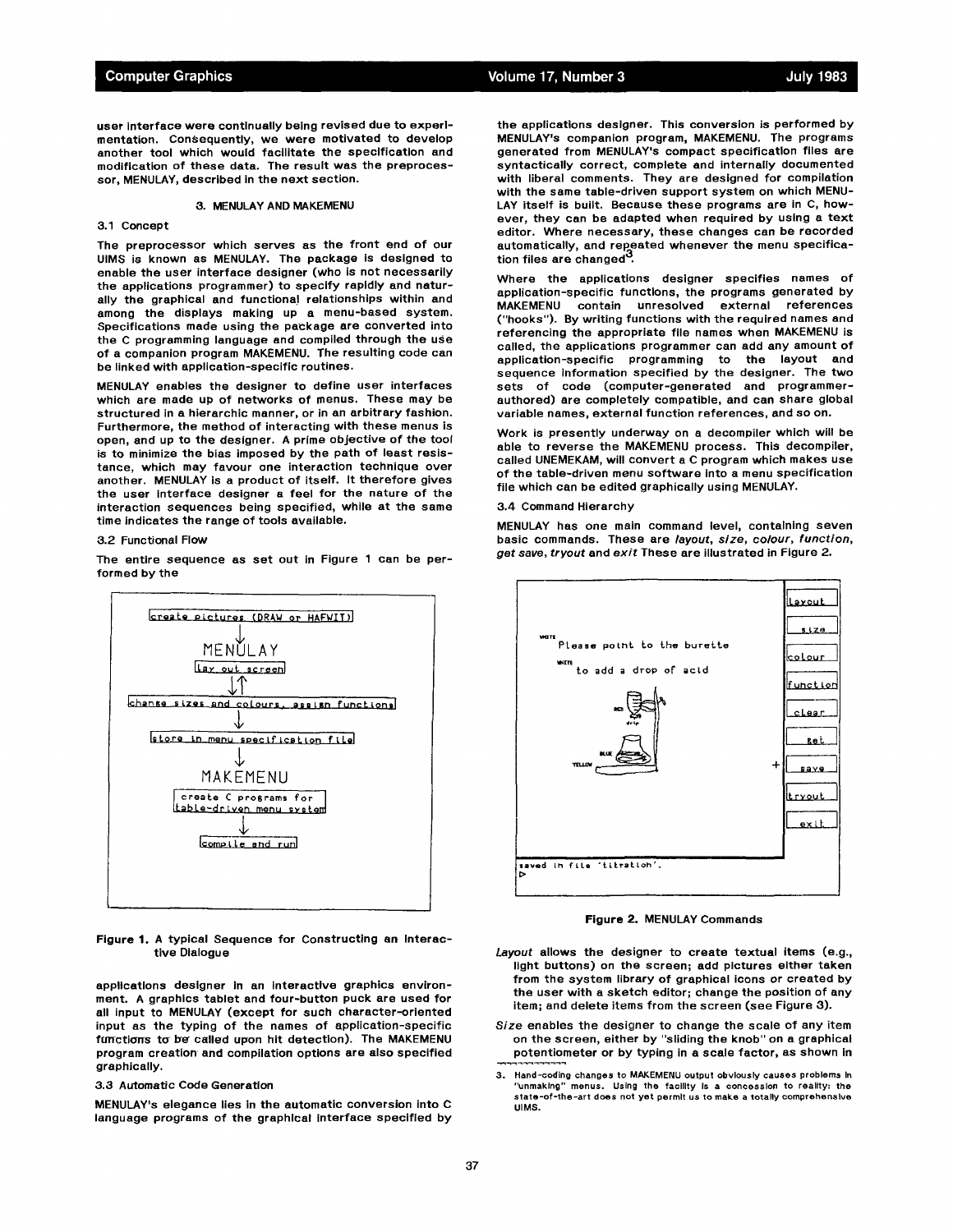user interface were continually being revised due to experimentation. Consequently, we were motivated to develop another tool which would facilitate the specification and modification of these data. The result was the preprocessor, MENULAY, described in the next section.

## 3. MENULAY AND MAKEMENU

### 3.1 Concept

The preprocessor which serves as the front end of our UIMS is known as MENULAY. The package is designed to enable the user interface designer (who is not necessarily the applications programmer) to specify rapidly and naturally the graphical and functional relationships within and among the displays making up a menu-based system. Specifications made using the package are converted into the C programming language and compiled through the use of a companion program MAKEMENU. The resulting code can be linked with application-specific routines.

MENULAY enables the designer to define user interfaces which are made up of networks of menus. These may be structured in a hierarchic manner, or in an arbitrary fashion. Furthermore, the method of interacting with these menus is open, and up to the designer. A prime objective of the tool is to minimize the bias imposed by the path of least resistance, which may favour one interaction technique over another. MENULAY is a product of itself. It therefore gives the user interface designer a feel for the nature of the interaction sequences being specified, while at the same time indicates the range of tools available.

### 3.2 Functional Flow

The entire sequence as set out in Figure 1 can be performed by the applications designer in an interactive graphics environment. A graphics tablet and four-button puck are used for all input to MENULAY (except for such character-oriented input as the typing of the names of application-specific functions to be called upon hit detection). The MAKEMENU program creation and compilation options are also specified graphically.

Figure 1. A typical Sequence for Constructing an Interactive Dialogue

### 3.3 Automatic Code Generation

MENULAY's elegance lies in the automatic conversion into C language programs of the graphical interface specified by the applications designer. This conversion is performed by MENULAY's companion program, MAKEMENU. The programs generated from MENULAY's compact specification files are syntactically correct, complete and internally documented with liberal comments. They are designed for compilation with the same table-driven support system on which MENULAY itself is built. Because these programs are in C, however, they can be adapted when required by using a text editor. Where necessary, these changes can be recorded automatically, and repeated whenever the menu specification files are changed[3].

Where the applications designer specifies names of application-specific functions, the programs generated by MAKEMENU contain unresolved external references ("hooks"). By writing functions with the required names and referencing the appropriate file names when MAKEMENU is called, the applications programmer can add any amount of application-specific programming to the layout and sequence information specified by the designer. The two sets of code (computer-generated and programmer-authored) are completely compatible, and can share global variable names, external function references, and so on.

Work is presently underway on a decompiler which will be able to reverse the MAKEMENU process. This decompiler, called UNEMEKAM, will convert a C program which makes use of the table-driven menu software into a menu specification file which can be edited graphically using MENULAY.

### 3.4 Command Hierarchy

MENULAY has one main command level, containing seven basic commands. These are *layout*, *size*, *colour*, *function*, *get save*, *tryout* and *exit* These are illustrated in Figure 2.

Figure 2. MENULAY Commands

*Layout* allows the designer to create textual items (e.g., light buttons) on the screen; add pictures either taken from the system library of graphical icons or created by the user with a sketch editor; change the position of any item; and delete items from the screen (see Figure 3).

*Size* enables the designer to change the scale of any item on the screen, either by "sliding the knob" on a graphical potentiometer or by typing in a scale factor, as shown in

3. Hand-coding changes to MAKEMENU output obviously causes problems in "unmaking" menus. Using the facility is a concession to reality: the state-of-the-art does not yet permit us to make a totally comprehensive UIMS.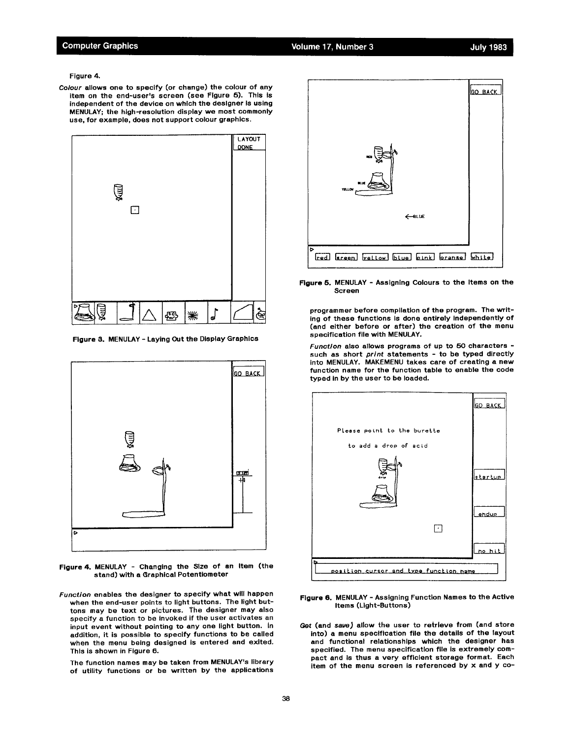Figure 4.

*Colour* allows one to specify (or change) the colour of any item on the end-user's screen (see Figure 5). This is independent of the device on which the designer is using MENULAY; the high-resolution display we most commonly use, for example, does not support colour graphics.

Figure 3. MENULAY - Laying Out the Display Graphics

Figure 4. MENULAY - Changing the Size of an Item (the stand) with a Graphical Potentiometer

*Function* enables the designer to specify what will happen when the end-user points to light buttons. The light buttons may be text or pictures. The designer may also specify a function to be invoked if the user activates an input event without pointing to any one light button. In addition, it is possible to specify functions to be called when the menu being designed is entered and exited. This is shown in Figure 6.

The function names may be taken from MENULAY's library of utility functions or be written by the applications programmer before compilation of the program. The writing of these functions is done entirely independently of (and either before or after) the creation of the menu specification file with MENULAY.

Figure 5. MENULAY - Assigning Colours to the Items on the Screen

*Function* also allows programs of up to 50 characters - such as short *print* statements - to be typed directly into MENULAY. MAKEMENU takes care of creating a new function name for the function table to enable the code typed in by the user to be loaded.

Figure 6. MENULAY - Assigning Function Names to the Active Items (Light-Buttons)

*Get* (and *save*) allow the user to retrieve from (and store into) a menu specification file the details of the layout and functional relationships which the designer has specified. The menu specification file is extremely compact and is thus a very efficient storage format. Each item of the menu screen is referenced by x and y co-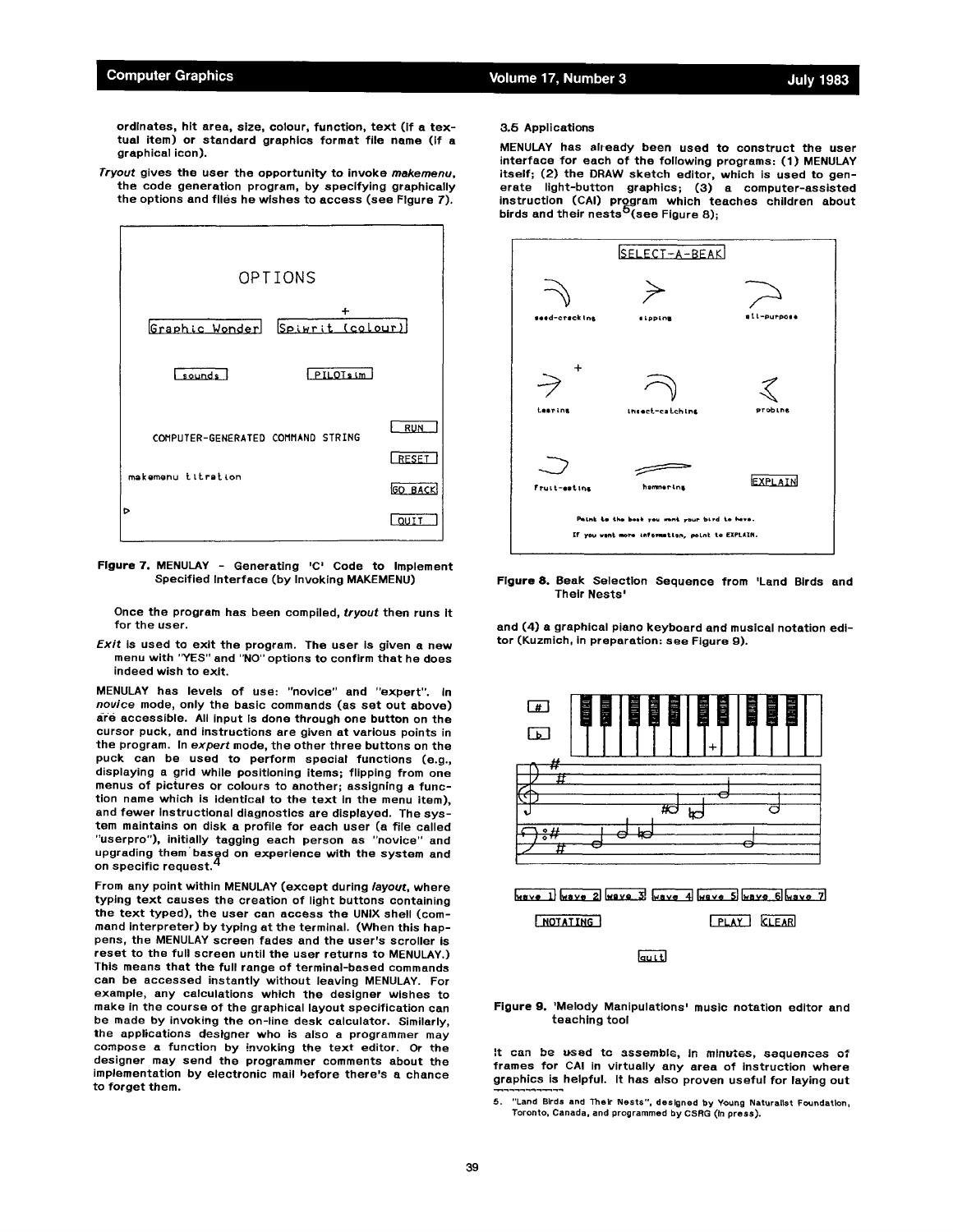ordinates, hit area, size, colour, function, text (if a textual item) or standard graphics format file name (if a graphical icon).

*Tryout* gives the user the opportunity to invoke *makemenu*, the code generation program, by specifying graphically the options and files he wishes to access (see Figure 7).

Figure 7. MENULAY - Generating 'C' Code to Implement Specified Interface (by Invoking MAKEMENU)

Once the program has been compiled, *tryout* then runs it for the user.

*Exit* is used to exit the program. The user is given a new menu with "YES" and "NO" options to confirm that he does indeed wish to exit.

MENULAY has levels of use: "novice" and "expert". In *novice* mode, only the basic commands (as set out above) are accessible. All input is done through one button on the cursor puck, and instructions are given at various points in the program. In *expert* mode, the other three buttons on the puck can be used to perform special functions (e.g., displaying a grid while positioning items; flipping from one menus of pictures or colours to another; assigning a function name which is identical to the text in the menu item), and fewer instructional diagnostics are displayed. The system maintains on disk a profile for each user (a file called "userpro"), initially tagging each person as "novice" and upgrading them based on experience with the system and on specific request.[4]

From any point within MENULAY (except during *layout*, where typing text causes the creation of light buttons containing the text typed), the user can access the UNIX shell (command interpreter) by typing at the terminal. (When this happens, the MENULAY screen fades and the user's scroller is reset to the full screen until the user returns to MENULAY.) This means that the full range of terminal-based commands can be accessed instantly without leaving MENULAY. For example, any calculations which the designer wishes to make in the course of the graphical layout specification can be made by invoking the on-line desk calculator. Similarly, the applications designer who is also a programmer may compose a function by invoking the text editor. Or the designer may send the programmer comments about the implementation by electronic mail before there's a chance to forget them.

3.5 Applications

MENULAY has already been used to construct the user interface for each of the following programs: (1) MENULAY itself; (2) the DRAW sketch editor, which is used to generate light-button graphics; (3) a computer-assisted instruction (CAI) program which teaches children about birds and their nests[5] (see Figure 8);

Figure 8. Beak Selection Sequence from 'Land Birds and Their Nests'

and (4) a graphical piano keyboard and musical notation editor (Kuzmich, in preparation: see Figure 9).

Figure 9. 'Melody Manipulations' music notation editor and teaching tool

It can be used to assemble, in minutes, sequences of frames for CAI in virtually any area of instruction where graphics is helpful. It has also proven useful for laying out

5. "Land Birds and Their Nests", designed by Young Naturalist Foundation, Toronto, Canada, and programmed by CSRG (in press).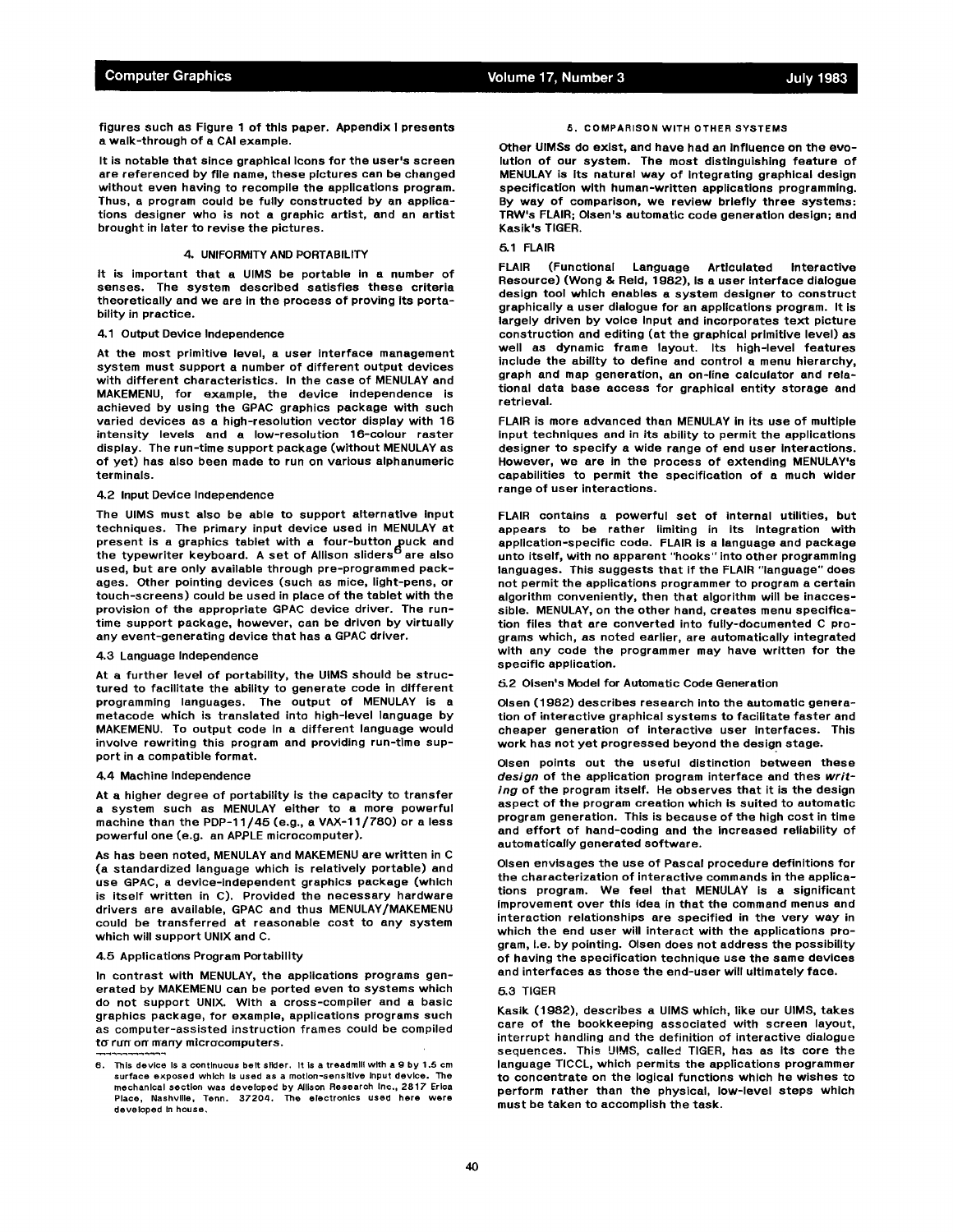figures such as Figure 1 of this paper. Appendix I presents a walk-through of a CAI example.

It is notable that since graphical icons for the user's screen are referenced by file name, these pictures can be changed without even having to recompile the applications program. Thus, a program could be fully constructed by an applications designer who is not a graphic artist, and an artist brought in later to revise the pictures.

## 4. UNIFORMITY AND PORTABILITY

It is important that a UIMS be portable in a number of senses. The system described satisfies these criteria theoretically and we are in the process of proving its portability in practice.

### 4.1 Output Device Independence

At the most primitive level, a user interface management system must support a number of different output devices with different characteristics. In the case of MENULAY and MAKEMENU, for example, the device independence is achieved by using the GPAC graphics package with such varied devices as a high-resolution vector display with 16 intensity levels and a low-resolution 16-colour raster display. The run-time support package (without MENULAY as of yet) has also been made to run on various alphanumeric terminals.

### 4.2 Input Device Independence

The UIMS must also be able to support alternative input techniques. The primary input device used in MENULAY at present is a graphics tablet with a four-button puck and the typewriter keyboard. A set of Allison sliders[6] are also used, but are only available through pre-programmed packages. Other pointing devices (such as mice, light-pens, or touch-screens) could be used in place of the tablet with the provision of the appropriate GPAC device driver. The run-time support package, however, can be driven by virtually any event-generating device that has a GPAC driver.

### 4.3 Language Independence

At a further level of portability, the UIMS should be structured to facilitate the ability to generate code in different programming languages. The output of MENULAY is a metacode which is translated into high-level language by MAKEMENU. To output code in a different language would involve rewriting this program and providing run-time support in a compatible format.

### 4.4 Machine Independence

At a higher degree of portability is the capacity to transfer a system such as MENULAY either to a more powerful machine than the PDP-11/45 (e.g., a VAX-11/780) or a less powerful one (e.g. an APPLE microcomputer).

As has been noted, MENULAY and MAKEMENU are written in C (a standardized language which is relatively portable) and use GPAC, a device-independent graphics package (which is itself written in C). Provided the necessary hardware drivers are available, GPAC and thus MENULAY/MAKEMENU could be transferred at reasonable cost to any system which will support UNIX and C.

### 4.5 Applications Program Portability

In contrast with MENULAY, the applications programs generated by MAKEMENU can be ported even to systems which do not support UNIX. With a cross-compiler and a basic graphics package, for example, applications programs such as computer-assisted instruction frames could be compiled to run on many microcomputers.

6. This device is a continuous belt slider. It is a treadmill with a 9 by 1.5 cm surface exposed which is used as a motion-sensitive input device. The mechanical section was developed by Allison Research Inc., 2817 Erica Place, Nashville, Tenn. 37204. The electronics used here were developed in house.

## 5. COMPARISON WITH OTHER SYSTEMS

Other UIMSs do exist, and have had an influence on the evolution of our system. The most distinguishing feature of MENULAY is its natural way of integrating graphical design specification with human-written applications programming. By way of comparison, we review briefly three systems: TRW's FLAIR; Olsen's automatic code generation design; and Kasik's TIGER.

### 5.1 FLAIR

FLAIR (Functional Language Articulated Interactive Resource) (Wong & Reid, 1982), is a user interface dialogue design tool which enables a system designer to construct graphically a user dialogue for an applications program. It is largely driven by voice input and incorporates text picture construction and editing (at the graphical primitive level) as well as dynamic frame layout. Its high-level features include the ability to define and control a menu hierarchy, graph and map generation, an on-line calculator and relational data base access for graphical entity storage and retrieval.

FLAIR is more advanced than MENULAY in its use of multiple input techniques and in its ability to permit the applications designer to specify a wide range of end user interactions. However, we are in the process of extending MENULAY's capabilities to permit the specification of a much wider range of user interactions.

FLAIR contains a powerful set of internal utilities, but appears to be rather limiting in its integration with application-specific code. FLAIR is a language and package unto itself, with no apparent "hooks" into other programming languages. This suggests that if the FLAIR "language" does not permit the applications programmer to program a certain algorithm conveniently, then that algorithm will be inaccessible. MENULAY, on the other hand, creates menu specification files that are converted into fully-documented C programs which, as noted earlier, are automatically integrated with any code the programmer may have written for the specific application.

### 5.2 Olsen's Model for Automatic Code Generation

Olsen (1982) describes research into the automatic generation of interactive graphical systems to facilitate faster and cheaper generation of interactive user interfaces. This work has not yet progressed beyond the design stage.

Olsen points out the useful distinction between these *design* of the application program interface and thes *writing* of the program itself. He observes that it is the design aspect of the program creation which is suited to automatic program generation. This is because of the high cost in time and effort of hand-coding and the increased reliability of automatically generated software.

Olsen envisages the use of Pascal procedure definitions for the characterization of interactive commands in the applications program. We feel that MENULAY is a significant improvement over this idea in that the command menus and interaction relationships are specified in the very way in which the end user will interact with the applications program, i.e. by pointing. Olsen does not address the possibility of having the specification technique use the same devices and interfaces as those the end-user will ultimately face.

### 5.3 TIGER

Kasik (1982), describes a UIMS which, like our UIMS, takes care of the bookkeeping associated with screen layout, interrupt handling and the definition of interactive dialogue sequences. This UIMS, called TIGER, has as its core the language TICCL, which permits the applications programmer to concentrate on the logical functions which he wishes to perform rather than the physical, low-level steps which must be taken to accomplish the task.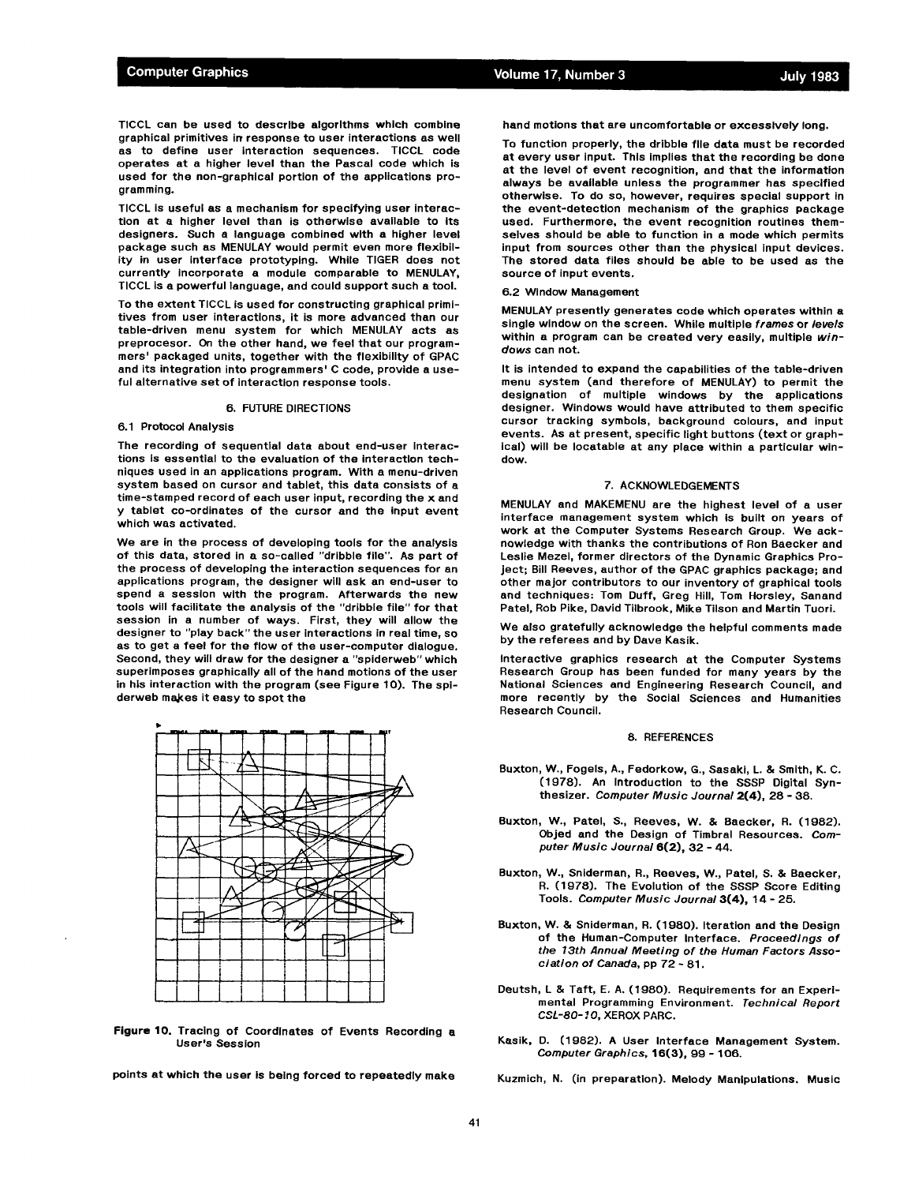TICCL can be used to describe algorithms which combine graphical primitives in response to user interactions as well as to define user interaction sequences. TICCL code operates at a higher level than the Pascal code which is used for the non-graphical portion of the applications programming.

TICCL is useful as a mechanism for specifying user interaction at a higher level than is otherwise available to its designers. Such a language combined with a higher level package such as MENULAY would permit even more flexibility in user interface prototyping. While TIGER does not currently incorporate a module comparable to MENULAY, TICCL is a powerful language, and could support such a tool.

To the extent TICCL is used for constructing graphical primitives from user interactions, it is more advanced than our table-driven menu system for which MENULAY acts as preprocesor. On the other hand, we feel that our programmers' packaged units, together with the flexibility of GPAC and its integration into programmers' C code, provide a useful alternative set of interaction response tools.

## 6. FUTURE DIRECTIONS

### 6.1 Protocol Analysis

The recording of sequential data about end-user interactions is essential to the evaluation of the interaction techniques used in an applications program. With a menu-driven system based on cursor and tablet, this data consists of a time-stamped record of each user input, recording the x and y tablet co-ordinates of the cursor and the input event which was activated.

We are in the process of developing tools for the analysis of this data, stored in a so-called "dribble file". As part of the process of developing the interaction sequences for an applications program, the designer will ask an end-user to spend a session with the program. Afterwards the new tools will facilitate the analysis of the "dribble file" for that session in a number of ways. First, they will allow the designer to "play back" the user interactions in real time, so as to get a feel for the flow of the user-computer dialogue. Second, they will draw for the designer a "spiderweb" which superimposes graphically all of the hand motions of the user in his interaction with the program (see Figure 10). The spiderweb makes it easy to spot the points at which the user is being forced to repeatedly make hand motions that are uncomfortable or excessively long.

**Figure 10.** Tracing of Coordinates of Events Recording a User's Session

To function properly, the dribble file data must be recorded at every user input. This implies that the recording be done at the level of event recognition, and that the information always be available unless the programmer has specified otherwise. To do so, however, requires special support in the event-detection mechanism of the graphics package used. Furthermore, the event recognition routines themselves should be able to function in a mode which permits input from sources other than the physical input devices. The stored data files should be able to be used as the source of input events.

### 6.2 Window Management

MENULAY presently generates code which operates within a single window on the screen. While multiple *frames* or *levels* within a program can be created very easily, multiple *windows* can not.

It is intended to expand the capabilities of the table-driven menu system (and therefore of MENULAY) to permit the designation of multiple windows by the applications designer. Windows would have attributed to them specific cursor tracking symbols, background colours, and input events. As at present, specific light buttons (text or graphical) will be locatable at any place within a particular window.

## 7. ACKNOWLEDGEMENTS

MENULAY and MAKEMENU are the highest level of a user interface management system which is built on years of work at the Computer Systems Research Group. We acknowledge with thanks the contributions of Ron Baecker and Leslie Mezel, former directors of the Dynamic Graphics Project; Bill Reeves, author of the GPAC graphics package; and other major contributors to our inventory of graphical tools and techniques: Tom Duff, Greg Hill, Tom Horsley, Sanand Patel, Rob Pike, David Tilbrook, Mike Tilson and Martin Tuori.

We also gratefully acknowledge the helpful comments made by the referees and by Dave Kasik.

Interactive graphics research at the Computer Systems Research Group has been funded for many years by the National Sciences and Engineering Research Council, and more recently by the Social Sciences and Humanities Research Council.

## 8. REFERENCES

Buxton, W., Fogels, A., Fedorkow, G., Sasaki, L. & Smith, K. C. (1978). An Introduction to the SSSP Digital Synthesizer. *Computer Music Journal* **2(4)**, 28 - 38.

Buxton, W., Patel, S., Reeves, W. & Baecker, R. (1982). Objed and the Design of Timbral Resources. *Computer Music Journal* **6(2)**, 32 - 44.

Buxton, W., Sniderman, R., Reeves, W., Patel, S. & Baecker, R. (1978). The Evolution of the SSSP Score Editing Tools. *Computer Music Journal* **3(4)**, 14 - 25.

Buxton, W. & Sniderman, R. (1980). Iteration and the Design of the Human-Computer Interface. *Proceedings of the 13th Annual Meeting of the Human Factors Association of Canada*, pp 72 - 81.

Deutsh, L & Taft, E. A. (1980). Requirements for an Experimental Programming Environment. *Technical Report CSL-80-10*, XEROX PARC.

Kasik, D. (1982). A User Interface Management System. *Computer Graphics*, **16(3)**, 99 - 106.

Kuzmich, N. (in preparation). Melody Manipulations. Music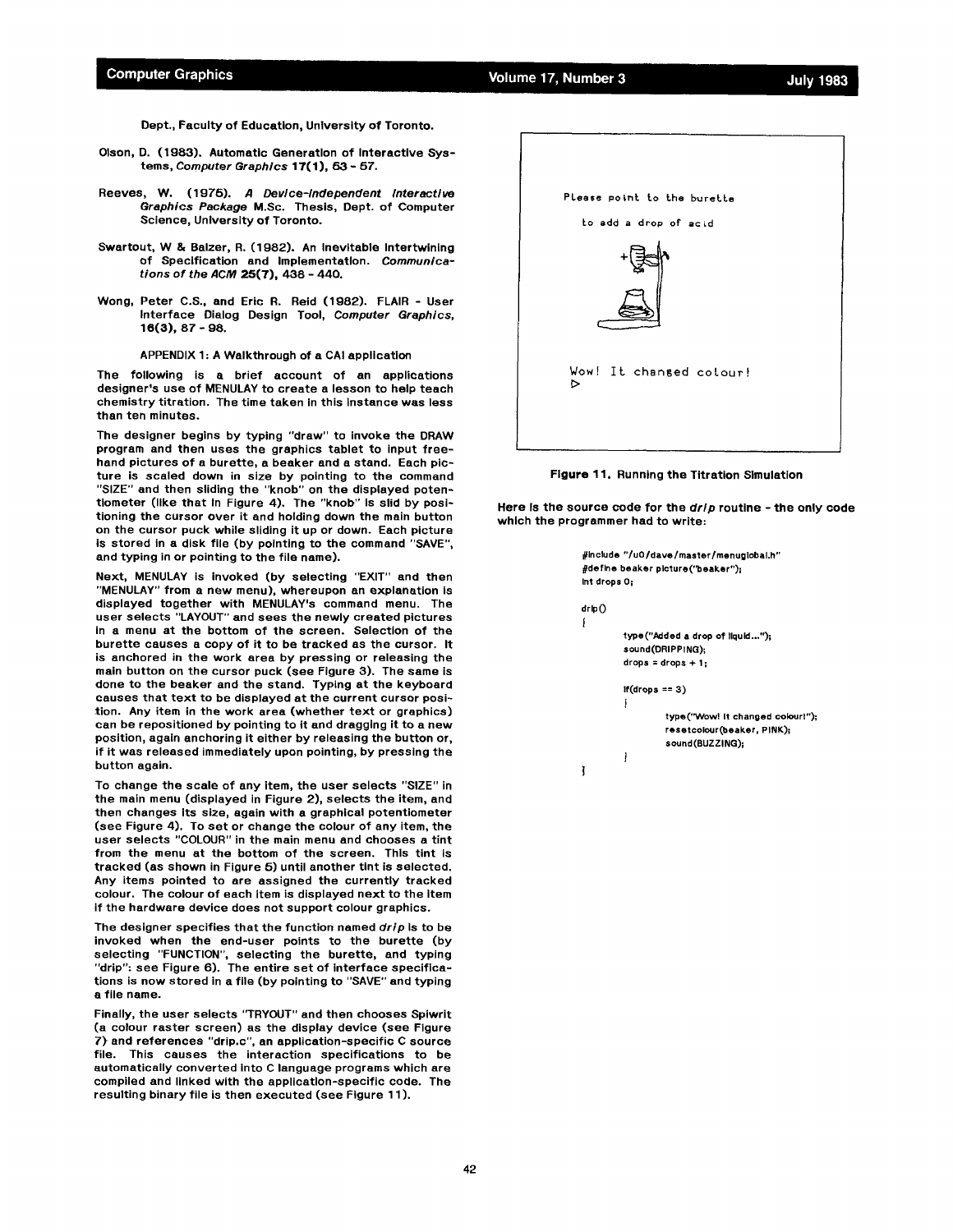Dept., Faculty of Education, University of Toronto.

Olson, D. (1983). Automatic Generation of Interactive Systems, *Computer Graphics* **17(1)**, 53 - 57.

Reeves, W. (1975). *A Device-Independent Interactive Graphics Package* M.Sc. Thesis, Dept. of Computer Science, University of Toronto.

Swartout, W & Balzer, R. (1982). An Inevitable Intertwining of Specification and Implementation. *Communications of the ACM* **25(7)**, 438 - 440.

Wong, Peter C.S., and Eric R. Reid (1982). FLAIR - User Interface Dialog Design Tool, *Computer Graphics,* **16(3)**, 87 - 98.

APPENDIX 1: A Walkthrough of a CAI application

The following is a brief account of an applications designer's use of MENULAY to create a lesson to help teach chemistry titration. The time taken in this instance was less than ten minutes.

The designer begins by typing "draw" to invoke the DRAW program and then uses the graphics tablet to input free-hand pictures of a burette, a beaker and a stand. Each picture is scaled down in size by pointing to the command "SIZE" and then sliding the "knob" on the displayed potentiometer (like that in Figure 4). The "knob" is slid by positioning the cursor over it and holding down the main button on the cursor puck while sliding it up or down. Each picture is stored in a disk file (by pointing to the command "SAVE", and typing in or pointing to the file name).

Next, MENULAY is invoked (by selecting "EXIT" and then "MENULAY" from a new menu), whereupon an explanation is displayed together with MENULAY's command menu. The user selects "LAYOUT" and sees the newly created pictures in a menu at the bottom of the screen. Selection of the burette causes a copy of it to be tracked as the cursor. It is anchored in the work area by pressing or releasing the main button on the cursor puck (see Figure 3). The same is done to the beaker and the stand. Typing at the keyboard causes that text to be displayed at the current cursor position. Any item in the work area (whether text or graphics) can be repositioned by pointing to it and dragging it to a new position, again anchoring it either by releasing the button or, if it was released immediately upon pointing, by pressing the button again.

To change the scale of any item, the user selects "SIZE" in the main menu (displayed in Figure 2), selects the item, and then changes its size, again with a graphical potentiometer (see Figure 4). To set or change the colour of any item, the user selects "COLOUR" in the main menu and chooses a tint from the menu at the bottom of the screen. This tint is tracked (as shown in Figure 5) until another tint is selected. Any items pointed to are assigned the currently tracked colour. The colour of each item is displayed next to the item if the hardware device does not support colour graphics.

The designer specifies that the function named *drip* is to be invoked when the end-user points to the burette (by selecting "FUNCTION", selecting the burette, and typing "drip": see Figure 6). The entire set of interface specifications is now stored in a file (by pointing to "SAVE" and typing a file name.

Finally, the user selects "TRYOUT" and then chooses Spiwrit (a colour raster screen) as the display device (see Figure 7) and references "drip.c", an application-specific C source file. This causes the interaction specifications to be automatically converted into C language programs which are compiled and linked with the application-specific code. The resulting binary file is then executed (see Figure 11).

Please point to the burette

to add a drop of acid

Wow! It changed colour!

**Figure 11. Running the Titration Simulation**

**Here is the source code for the *drip* routine - the only code which the programmer had to write:**

```
#include "/u0/dave/master/menuglobal.h"
#define beaker picture("beaker");
int drops 0;

drip()
{
        type("Added a drop of liquid...");
        sound(DRIPPING);
        drops = drops + 1;

        if(drops == 3)
        {
                type("Wow! It changed colour!");
                resetcolour(beaker, PINK);
                sound(BUZZING);
        }
}
```